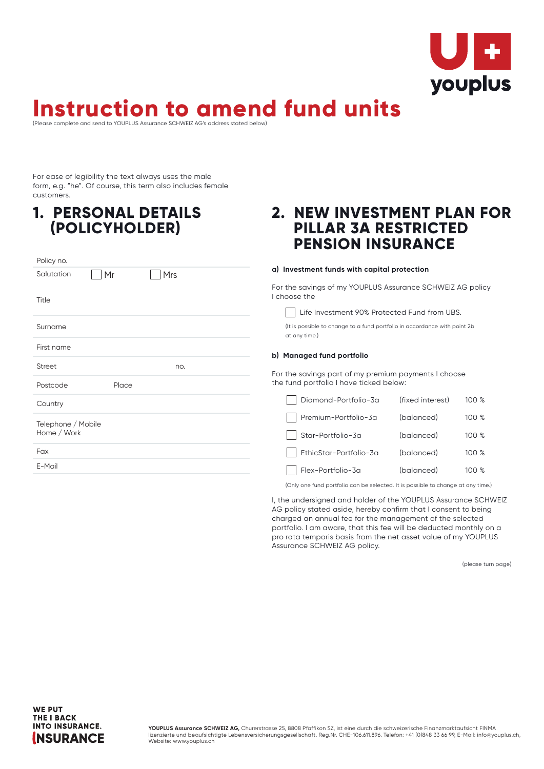# Instruction to amend fund units

(Please complete and send to YOUPLUS Assurance SCHWEIZ AG's address stated below)

For ease of legibility the text always uses the male form, e.g. "he". Of course, this term also includes female customers.

## 1. PERSONAL DETAILS (POLICYHOLDER)

Policy no.

Salutation ☐ Mr ☐ Mrs

Title

Surname

First name

Street no.

Postcode Place

Country

Telephone / Mobile
Home / Work

Fax

E-Mail

## 2. NEW INVESTMENT PLAN FOR PILLAR 3A RESTRICTED PENSION INSURANCE

**a) Investment funds with capital protection**

For the savings of my YOUPLUS Assurance SCHWEIZ AG policy I choose the

☐ Life Investment 90% Protected Fund from UBS.

(It is possible to change to a fund portfolio in accordance with point 2b at any time.)

**b) Managed fund portfolio**

For the savings part of my premium payments I choose the fund portfolio I have ticked below:

| | | | |
|---|---|---|---|
| ☐ | Diamond-Portfolio-3a | (fixed interest) | 100 % |
| ☐ | Premium-Portfolio-3a | (balanced) | 100 % |
| ☐ | Star-Portfolio-3a | (balanced) | 100 % |
| ☐ | EthicStar-Portfolio-3a | (balanced) | 100 % |
| ☐ | Flex-Portfolio-3a | (balanced) | 100 % |

(Only one fund portfolio can be selected. It is possible to change at any time.)

I, the undersigned and holder of the YOUPLUS Assurance SCHWEIZ AG policy stated aside, hereby confirm that I consent to being charged an annual fee for the management of the selected portfolio. I am aware, that this fee will be deducted monthly on a pro rata temporis basis from the net asset value of my YOUPLUS Assurance SCHWEIZ AG policy.

(please turn page)

WE PUT THE I BACK INTO INSURANCE.

**YOUPLUS Assurance SCHWEIZ AG,** Churerstrasse 25, 8808 Pfäffikon SZ, ist eine durch die schweizerische Finanzmarktaufsicht FINMA lizenzierte und beaufsichtigte Lebensversicherungsgesellschaft. Reg.Nr. CHE-106.611.896. Telefon: +41 (0)848 33 66 99, E-Mail: info@youplus.ch, Website: www.youplus.ch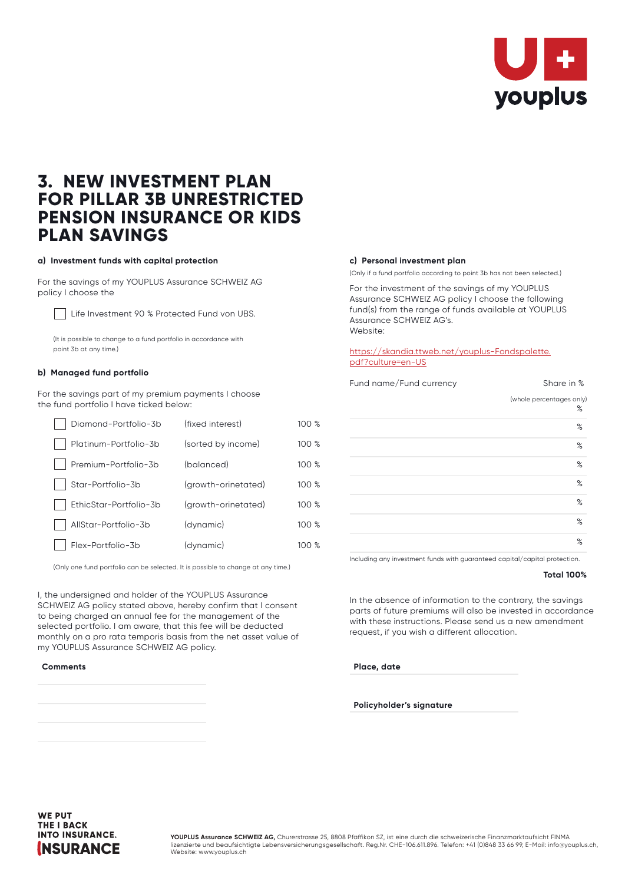# 3. NEW INVESTMENT PLAN FOR PILLAR 3B UNRESTRICTED PENSION INSURANCE OR KIDS PLAN SAVINGS

**a) Investment funds with capital protection**

For the savings of my YOUPLUS Assurance SCHWEIZ AG policy I choose the

☐ Life Investment 90 % Protected Fund von UBS.

(It is possible to change to a fund portfolio in accordance with point 3b at any time.)

**b) Managed fund portfolio**

For the savings part of my premium payments I choose the fund portfolio I have ticked below:

| | | |
|---|---|---|
| ☐ Diamond-Portfolio-3b | (fixed interest) | 100 % |
| ☐ Platinum-Portfolio-3b | (sorted by income) | 100 % |
| ☐ Premium-Portfolio-3b | (balanced) | 100 % |
| ☐ Star-Portfolio-3b | (growth-orinetated) | 100 % |
| ☐ EthicStar-Portfolio-3b | (growth-orinetated) | 100 % |
| ☐ AllStar-Portfolio-3b | (dynamic) | 100 % |
| ☐ Flex-Portfolio-3b | (dynamic) | 100 % |

(Only one fund portfolio can be selected. It is possible to change at any time.)

I, the undersigned and holder of the YOUPLUS Assurance SCHWEIZ AG policy stated above, hereby confirm that I consent to being charged an annual fee for the management of the selected portfolio. I am aware, that this fee will be deducted monthly on a pro rata temporis basis from the net asset value of my YOUPLUS Assurance SCHWEIZ AG policy.

**Comments**

**c) Personal investment plan**

(Only if a fund portfolio according to point 3b has not been selected.)

For the investment of the savings of my YOUPLUS Assurance SCHWEIZ AG policy I choose the following fund(s) from the range of funds available at YOUPLUS Assurance SCHWEIZ AG's.
Website:

https://skandia.ttweb.net/youplus-Fondspalette.pdf?culture=en-US

| Fund name/Fund currency | Share in % (whole percentages only) |
|---|---|
| | % |
| | % |
| | % |
| | % |
| | % |
| | % |
| | % |
| | % |

Including any investment funds with guaranteed capital/capital protection.

**Total 100%**

In the absence of information to the contrary, the savings parts of future premiums will also be invested in accordance with these instructions. Please send us a new amendment request, if you wish a different allocation.

**Place, date**

**Policyholder's signature**

WE PUT THE I BACK INTO INSURANCE. INSURANCE

**YOUPLUS Assurance SCHWEIZ AG,** Churerstrasse 25, 8808 Pfäffikon SZ, ist eine durch die schweizerische Finanzmarktaufsicht FINMA lizenzierte und beaufsichtigte Lebensversicherungsgesellschaft. Reg.Nr. CHE-106.611.896. Telefon: +41 (0)848 33 66 99, E-Mail: info@youplus.ch, Website: www.youplus.ch